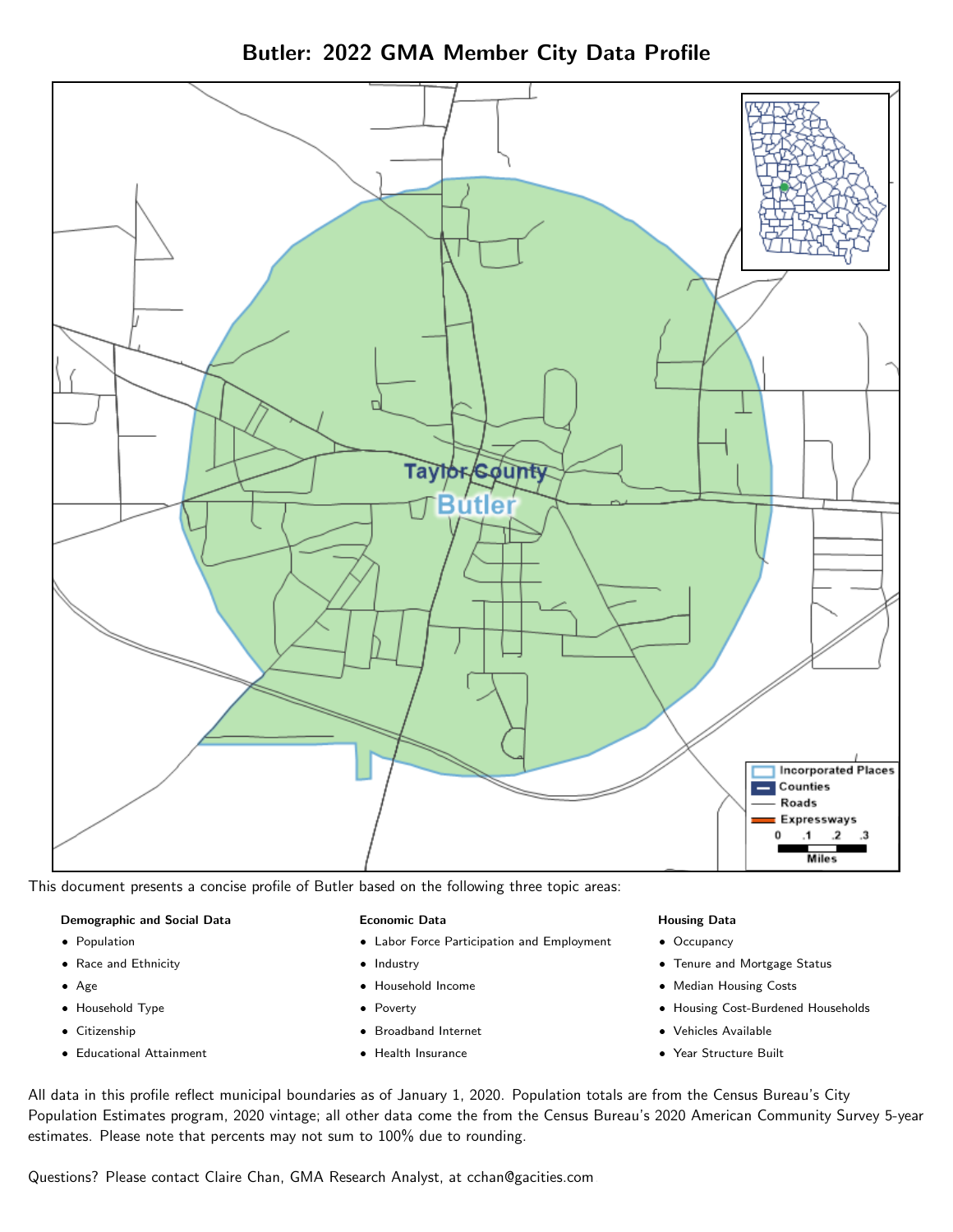# Butler: 2022 GMA Member City Data Profile

This document presents a concise profile of Butler based on the following three topic areas:

**Demographic and Social Data**

- Population
- Race and Ethnicity
- Age
- Household Type
- Citizenship
- Educational Attainment

**Economic Data**

- Labor Force Participation and Employment
- Industry
- Household Income
- Poverty
- Broadband Internet
- Health Insurance

**Housing Data**

- Occupancy
- Tenure and Mortgage Status
- Median Housing Costs
- Housing Cost-Burdened Households
- Vehicles Available
- Year Structure Built

All data in this profile reflect municipal boundaries as of January 1, 2020. Population totals are from the Census Bureau's City Population Estimates program, 2020 vintage; all other data come the from the Census Bureau's 2020 American Community Survey 5-year estimates. Please note that percents may not sum to 100% due to rounding.

Questions? Please contact Claire Chan, GMA Research Analyst, at cchan@gacities.com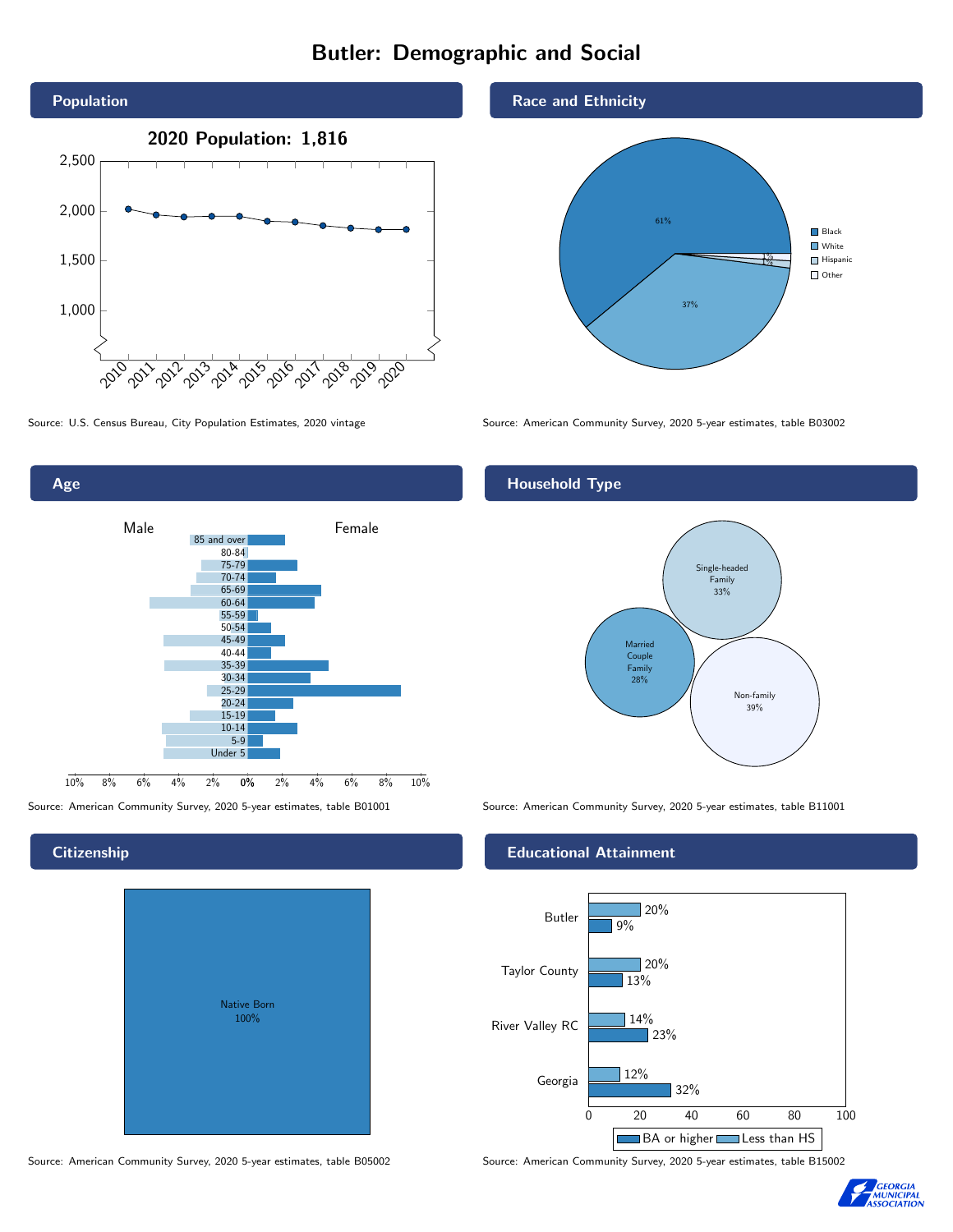# Butler: Demographic and Social

## Population

2020 Population: 1,816

Source: U.S. Census Bureau, City Population Estimates, 2020 vintage

## Race and Ethnicity

| Race/Ethnicity | Percent |
|---|---|
| Black | 61% |
| White | 37% |
| Hispanic | 1% |
| Other | 1% |

Source: American Community Survey, 2020 5-year estimates, table B03002

## Age

Source: American Community Survey, 2020 5-year estimates, table B01001

## Household Type

| Household Type | Percent |
|---|---|
| Single-headed Family | 33% |
| Married Couple Family | 28% |
| Non-family | 39% |

Source: American Community Survey, 2020 5-year estimates, table B11001

## Citizenship

Native Born 100%

Source: American Community Survey, 2020 5-year estimates, table B05002

## Educational Attainment

| | Less than HS | BA or higher |
|---|---|---|
| Butler | 20% | 9% |
| Taylor County | 20% | 13% |
| River Valley RC | 14% | 23% |
| Georgia | 12% | 32% |

Source: American Community Survey, 2020 5-year estimates, table B15002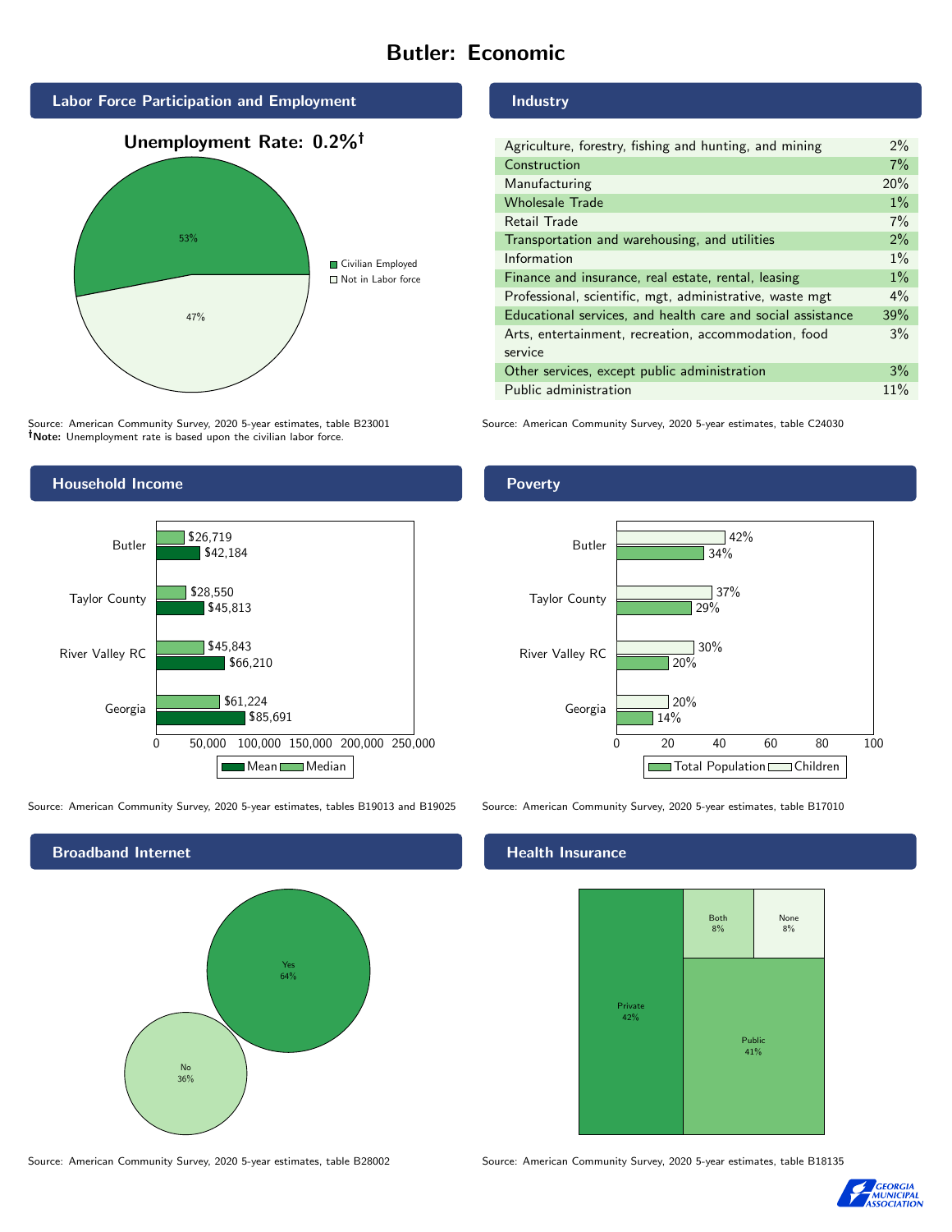# Butler: Economic

## Labor Force Participation and Employment

**Unemployment Rate: 0.2%†**

| Category | Percent |
|---|---|
| Civilian Employed | 53% |
| Not in Labor force | 47% |

Source: American Community Survey, 2020 5-year estimates, table B23001
†**Note:** Unemployment rate is based upon the civilian labor force.

## Industry

| Industry | Percent |
|---|---|
| Agriculture, forestry, fishing and hunting, and mining | 2% |
| Construction | 7% |
| Manufacturing | 20% |
| Wholesale Trade | 1% |
| Retail Trade | 7% |
| Transportation and warehousing, and utilities | 2% |
| Information | 1% |
| Finance and insurance, real estate, rental, leasing | 1% |
| Professional, scientific, mgt, administrative, waste mgt | 4% |
| Educational services, and health care and social assistance | 39% |
| Arts, entertainment, recreation, accommodation, food service | 3% |
| Other services, except public administration | 3% |
| Public administration | 11% |

Source: American Community Survey, 2020 5-year estimates, table C24030

## Household Income

| Area | Median | Mean |
|---|---|---|
| Butler | $26,719 | $42,184 |
| Taylor County | $28,550 | $45,813 |
| River Valley RC | $45,843 | $66,210 |
| Georgia | $61,224 | $85,691 |

Source: American Community Survey, 2020 5-year estimates, tables B19013 and B19025

## Poverty

| Area | Children | Total Population |
|---|---|---|
| Butler | 42% | 34% |
| Taylor County | 37% | 29% |
| River Valley RC | 30% | 20% |
| Georgia | 20% | 14% |

Source: American Community Survey, 2020 5-year estimates, table B17010

## Broadband Internet

| Response | Percent |
|---|---|
| Yes | 64% |
| No | 36% |

Source: American Community Survey, 2020 5-year estimates, table B28002

## Health Insurance

| Type | Percent |
|---|---|
| Private | 42% |
| Public | 41% |
| Both | 8% |
| None | 8% |

Source: American Community Survey, 2020 5-year estimates, table B18135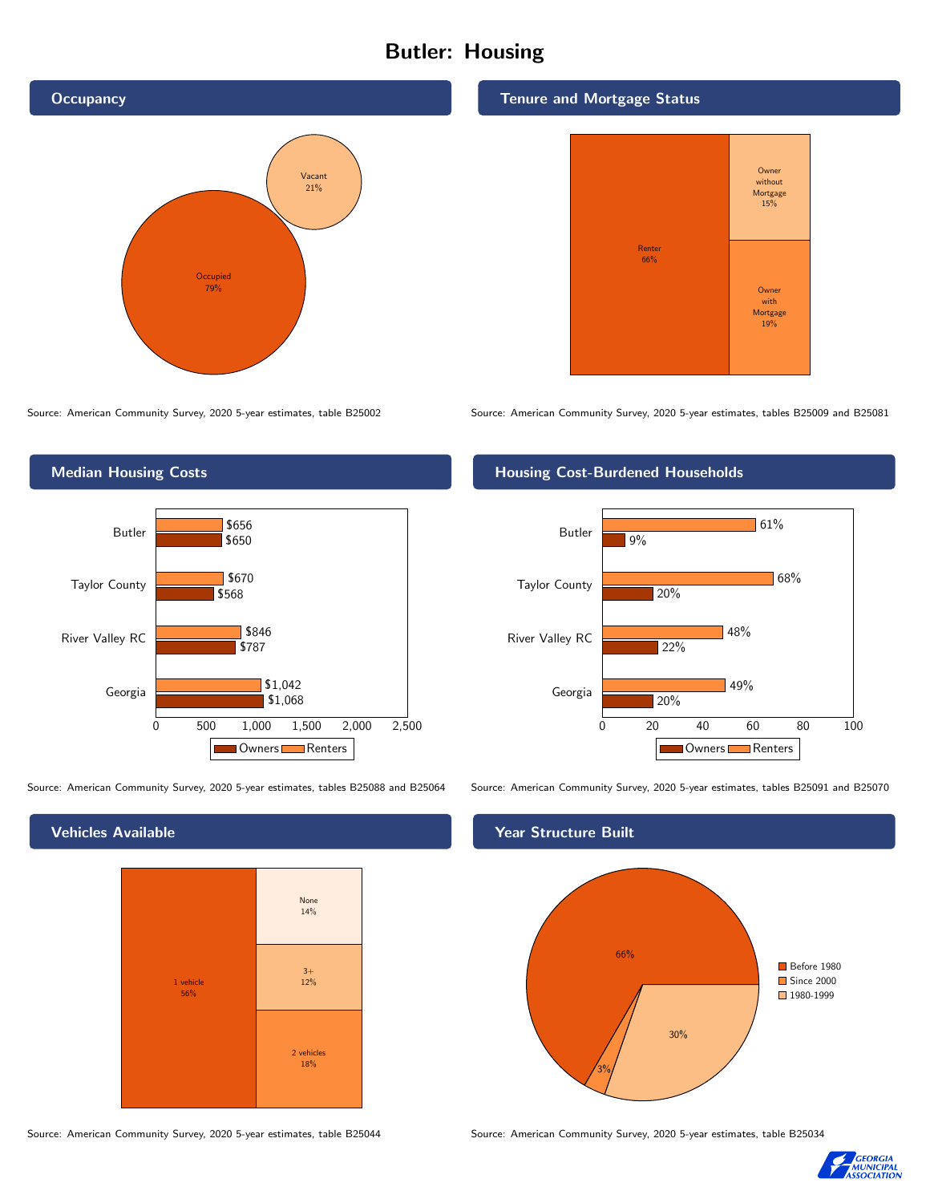# Butler: Housing

## Occupancy

Vacant
21%

Occupied
79%

Source: American Community Survey, 2020 5-year estimates, table B25002

## Tenure and Mortgage Status

Renter
66%

Owner without Mortgage
15%

Owner with Mortgage
19%

Source: American Community Survey, 2020 5-year estimates, tables B25009 and B25081

## Median Housing Costs

Butler
$656
$650

Taylor County
$670
$568

River Valley RC
$846
$787

Georgia
$1,042
$1,068

0 500 1,000 1,500 2,000 2,500

Owners Renters

Source: American Community Survey, 2020 5-year estimates, tables B25088 and B25064

## Housing Cost-Burdened Households

Butler
61%
9%

Taylor County
68%
20%

River Valley RC
48%
22%

Georgia
49%
20%

0 20 40 60 80 100

Owners Renters

Source: American Community Survey, 2020 5-year estimates, tables B25091 and B25070

## Vehicles Available

1 vehicle
56%

None
14%

3+
12%

2 vehicles
18%

Source: American Community Survey, 2020 5-year estimates, table B25044

## Year Structure Built

66%

3%

30%

Before 1980
Since 2000
1980-1999

Source: American Community Survey, 2020 5-year estimates, table B25034